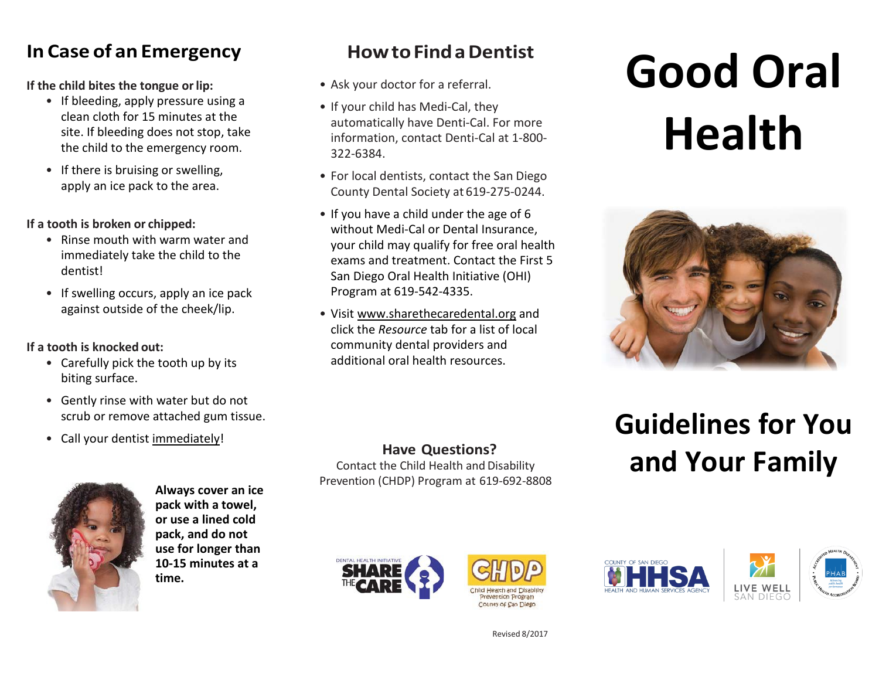## In Case of an Emergency

**If the child bites the tongue or lip:**

- If bleeding, apply pressure using a clean cloth for 15 minutes at the site. If bleeding does not stop, take the child to the emergency room.
- If there is bruising or swelling, apply an ice pack to the area.

**If a tooth is broken or chipped:**

- Rinse mouth with warm water and immediately take the child to the dentist!
- If swelling occurs, apply an ice pack against outside of the cheek/lip.

**If a tooth is knocked out:**

- Carefully pick the tooth up by its biting surface.
- Gently rinse with water but do not scrub or remove attached gum tissue.
- Call your dentist immediately!

**Always cover an ice pack with a towel, or use a lined cold pack, and do not use for longer than 10-15 minutes at a time.**

## How to Find a Dentist

- Ask your doctor for a referral.
- If your child has Medi-Cal, they automatically have Denti-Cal. For more information, contact Denti-Cal at 1-800-322-6384.
- For local dentists, contact the San Diego County Dental Society at 619-275-0244.
- If you have a child under the age of 6 without Medi-Cal or Dental Insurance, your child may qualify for free oral health exams and treatment. Contact the First 5 San Diego Oral Health Initiative (OHI) Program at 619-542-4335.
- Visit www.sharethecaredental.org and click the *Resource* tab for a list of local community dental providers and additional oral health resources.

**Have Questions?**

Contact the Child Health and Disability Prevention (CHDP) Program at 619-692-8808

DENTAL HEALTH INITIATIVE SHARE THE CARE

CHDP Child Health and Disability Prevention Program County of San Diego

Revised 8/2017

# Good Oral Health

## Guidelines for You and Your Family

COUNTY OF SAN DIEGO HHSA HEALTH AND HUMAN SERVICES AGENCY

LIVE WELL SAN DIEGO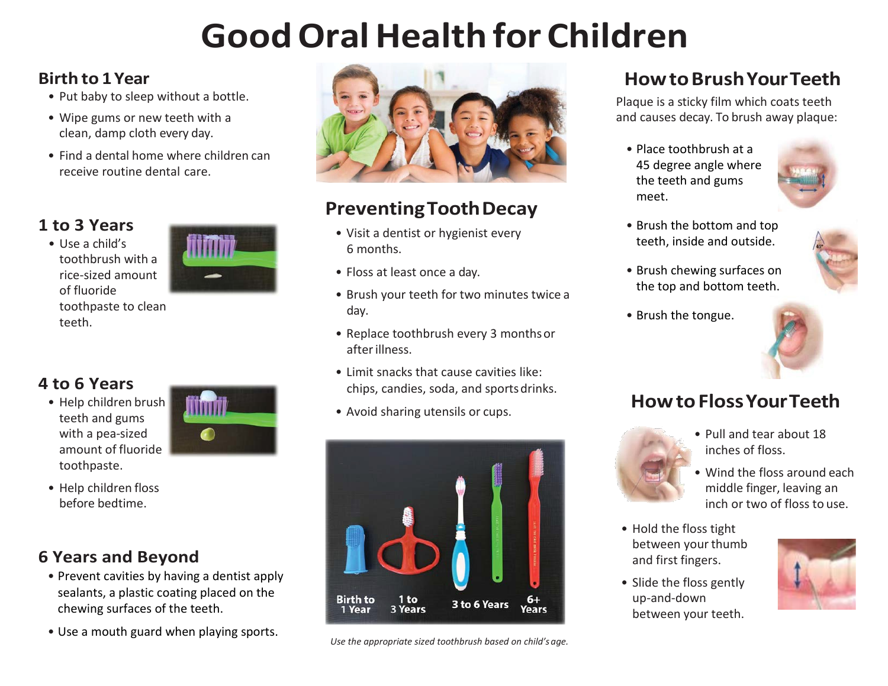# Good Oral Health for Children

## Birth to 1 Year

- Put baby to sleep without a bottle.
- Wipe gums or new teeth with a clean, damp cloth every day.
- Find a dental home where children can receive routine dental care.

## 1 to 3 Years

- Use a child's toothbrush with a rice-sized amount of fluoride toothpaste to clean teeth.

## 4 to 6 Years

- Help children brush teeth and gums with a pea-sized amount of fluoride toothpaste.
- Help children floss before bedtime.

## 6 Years and Beyond

- Prevent cavities by having a dentist apply sealants, a plastic coating placed on the chewing surfaces of the teeth.
- Use a mouth guard when playing sports.

## Preventing Tooth Decay

- Visit a dentist or hygienist every 6 months.
- Floss at least once a day.
- Brush your teeth for two minutes twice a day.
- Replace toothbrush every 3 months or after illness.
- Limit snacks that cause cavities like: chips, candies, soda, and sports drinks.
- Avoid sharing utensils or cups.

Birth to 1 Year

1 to 3 Years

3 to 6 Years

6+ Years

*Use the appropriate sized toothbrush based on child's age.*

## How to Brush Your Teeth

Plaque is a sticky film which coats teeth and causes decay. To brush away plaque:

- Place toothbrush at a 45 degree angle where the teeth and gums meet.
- Brush the bottom and top teeth, inside and outside.
- Brush chewing surfaces on the top and bottom teeth.
- Brush the tongue.

## How to Floss Your Teeth

- Pull and tear about 18 inches of floss.
- Wind the floss around each middle finger, leaving an inch or two of floss to use.
- Hold the floss tight between your thumb and first fingers.
- Slide the floss gently up-and-down between your teeth.